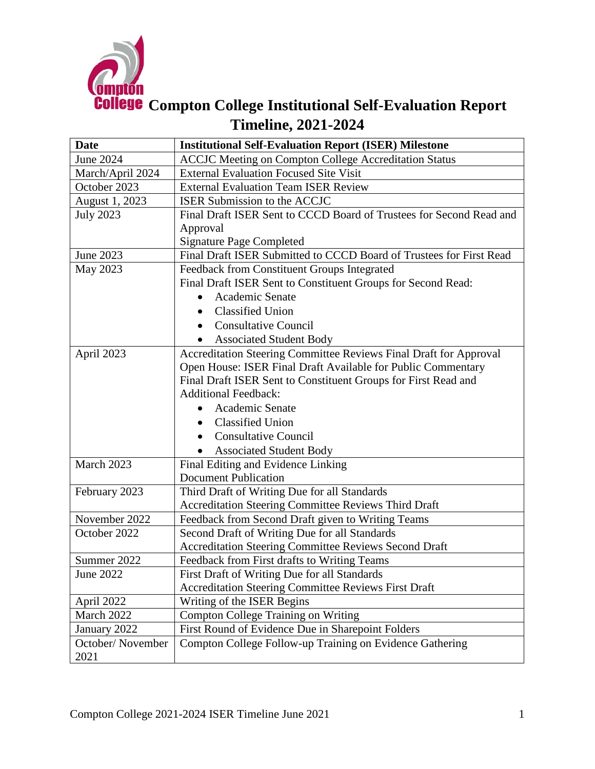# Compton College Institutional Self-Evaluation Report Timeline, 2021-2024

| Date | Institutional Self-Evaluation Report (ISER) Milestone |
|---|---|
| June 2024 | ACCJC Meeting on Compton College Accreditation Status |
| March/April 2024 | External Evaluation Focused Site Visit |
| October 2023 | External Evaluation Team ISER Review |
| August 1, 2023 | ISER Submission to the ACCJC |
| July 2023 | Final Draft ISER Sent to CCCD Board of Trustees for Second Read and Approval<br>Signature Page Completed |
| June 2023 | Final Draft ISER Submitted to CCCD Board of Trustees for First Read |
| May 2023 | Feedback from Constituent Groups Integrated<br>Final Draft ISER Sent to Constituent Groups for Second Read:<br>• Academic Senate<br>• Classified Union<br>• Consultative Council<br>• Associated Student Body |
| April 2023 | Accreditation Steering Committee Reviews Final Draft for Approval<br>Open House: ISER Final Draft Available for Public Commentary<br>Final Draft ISER Sent to Constituent Groups for First Read and Additional Feedback:<br>• Academic Senate<br>• Classified Union<br>• Consultative Council<br>• Associated Student Body |
| March 2023 | Final Editing and Evidence Linking<br>Document Publication |
| February 2023 | Third Draft of Writing Due for all Standards<br>Accreditation Steering Committee Reviews Third Draft |
| November 2022 | Feedback from Second Draft given to Writing Teams |
| October 2022 | Second Draft of Writing Due for all Standards<br>Accreditation Steering Committee Reviews Second Draft |
| Summer 2022 | Feedback from First drafts to Writing Teams |
| June 2022 | First Draft of Writing Due for all Standards<br>Accreditation Steering Committee Reviews First Draft |
| April 2022 | Writing of the ISER Begins |
| March 2022 | Compton College Training on Writing |
| January 2022 | First Round of Evidence Due in Sharepoint Folders |
| October/ November 2021 | Compton College Follow-up Training on Evidence Gathering |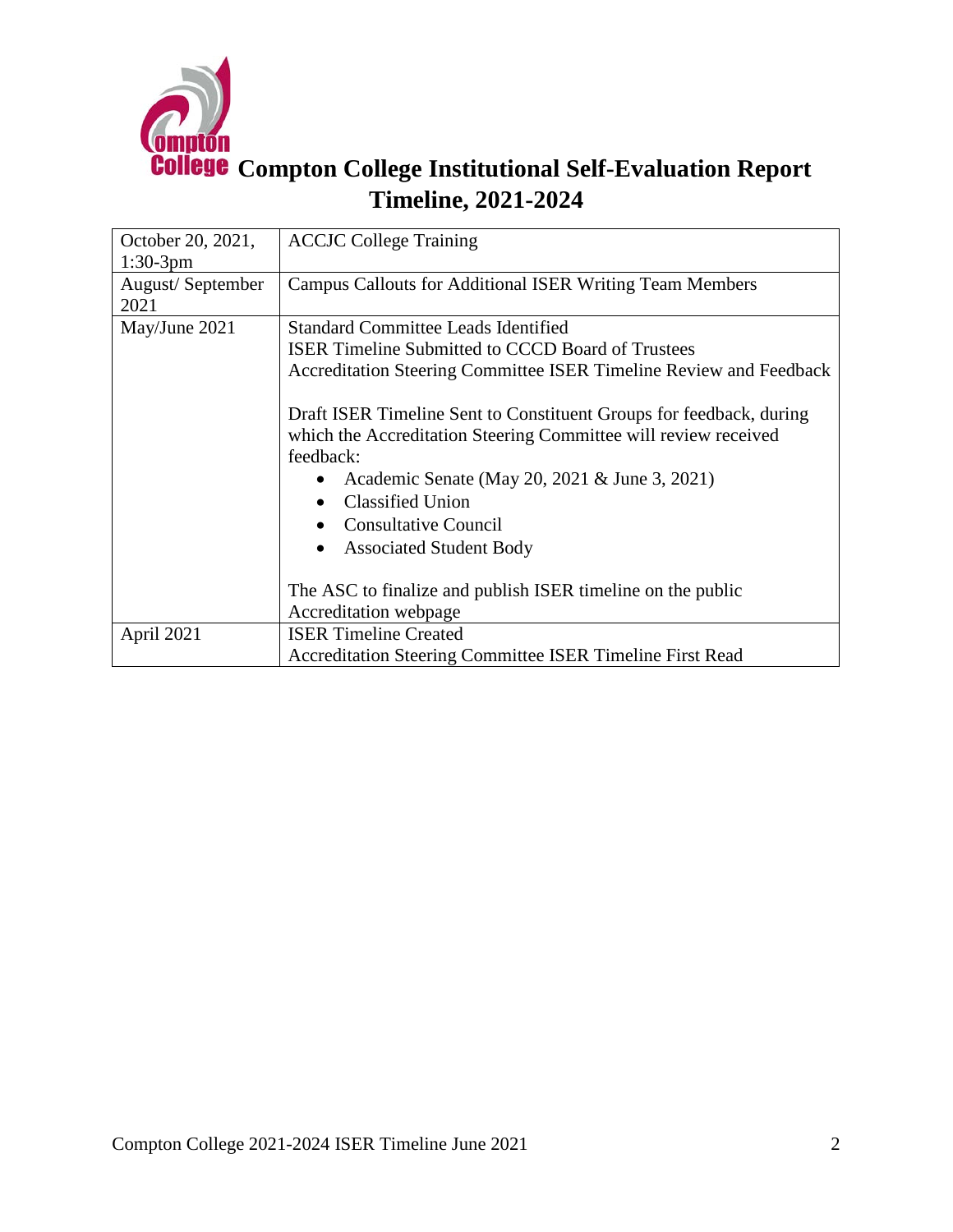# Compton College Institutional Self-Evaluation Report Timeline, 2021-2024

| | |
|---|---|
| October 20, 2021, 1:30-3pm | ACCJC College Training |
| August/ September 2021 | Campus Callouts for Additional ISER Writing Team Members |
| May/June 2021 | Standard Committee Leads Identified<br>ISER Timeline Submitted to CCCD Board of Trustees<br>Accreditation Steering Committee ISER Timeline Review and Feedback<br><br>Draft ISER Timeline Sent to Constituent Groups for feedback, during which the Accreditation Steering Committee will review received feedback:<br>• Academic Senate (May 20, 2021 & June 3, 2021)<br>• Classified Union<br>• Consultative Council<br>• Associated Student Body<br><br>The ASC to finalize and publish ISER timeline on the public Accreditation webpage |
| April 2021 | ISER Timeline Created<br>Accreditation Steering Committee ISER Timeline First Read |

Compton College 2021-2024 ISER Timeline June 2021